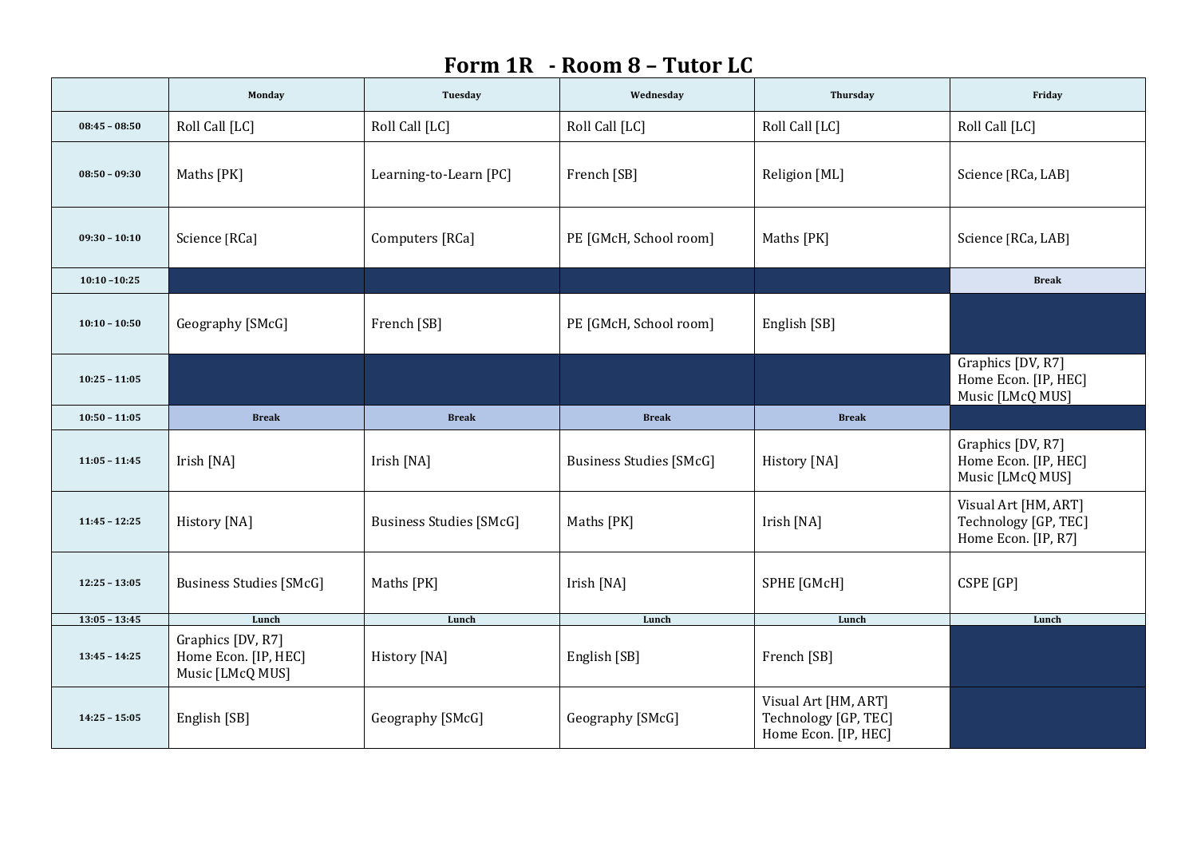# Form 1R - Room 8 – Tutor LC

| | Monday | Tuesday | Wednesday | Thursday | Friday |
|---|---|---|---|---|---|
| 08:45 – 08:50 | Roll Call [LC] | Roll Call [LC] | Roll Call [LC] | Roll Call [LC] | Roll Call [LC] |
| 08:50 – 09:30 | Maths [PK] | Learning-to-Learn [PC] | French [SB] | Religion [ML] | Science [RCa, LAB] |
| 09:30 – 10:10 | Science [RCa] | Computers [RCa] | PE [GMcH, School room] | Maths [PK] | Science [RCa, LAB] |
| 10:10 –10:25 | | | | | Break |
| 10:10 – 10:50 | Geography [SMcG] | French [SB] | PE [GMcH, School room] | English [SB] | |
| 10:25 – 11:05 | | | | | Graphics [DV, R7]<br>Home Econ. [IP, HEC]<br>Music [LMcQ MUS] |
| 10:50 – 11:05 | Break | Break | Break | Break | |
| 11:05 – 11:45 | Irish [NA] | Irish [NA] | Business Studies [SMcG] | History [NA] | Graphics [DV, R7]<br>Home Econ. [IP, HEC]<br>Music [LMcQ MUS] |
| 11:45 – 12:25 | History [NA] | Business Studies [SMcG] | Maths [PK] | Irish [NA] | Visual Art [HM, ART]<br>Technology [GP, TEC]<br>Home Econ. [IP, R7] |
| 12:25 – 13:05 | Business Studies [SMcG] | Maths [PK] | Irish [NA] | SPHE [GMcH] | CSPE [GP] |
| 13:05 – 13:45 | Lunch | Lunch | Lunch | Lunch | Lunch |
| 13:45 – 14:25 | Graphics [DV, R7]<br>Home Econ. [IP, HEC]<br>Music [LMcQ MUS] | History [NA] | English [SB] | French [SB] | |
| 14:25 – 15:05 | English [SB] | Geography [SMcG] | Geography [SMcG] | Visual Art [HM, ART]<br>Technology [GP, TEC]<br>Home Econ. [IP, HEC] | |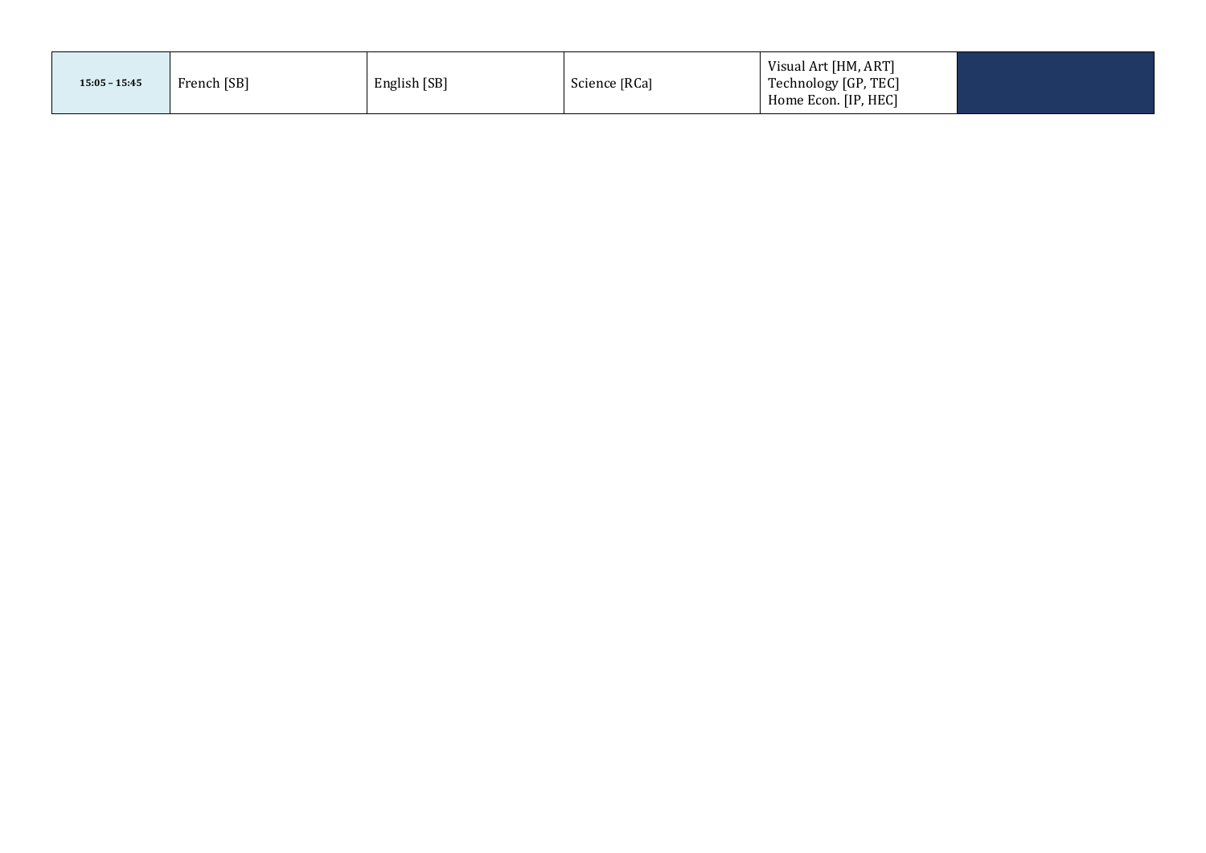| | | | | | |
|---|---|---|---|---|---|
| **15:05 – 15:45** | French [SB] | English [SB] | Science [RCa] | Visual Art [HM, ART]<br>Technology [GP, TEC]<br>Home Econ. [IP, HEC] | |